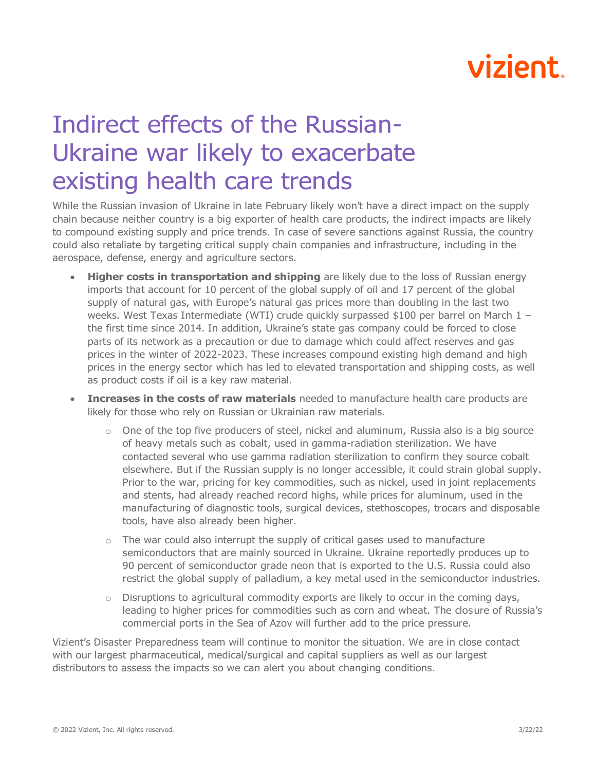vizient.

# Indirect effects of the Russian-Ukraine war likely to exacerbate existing health care trends

While the Russian invasion of Ukraine in late February likely won't have a direct impact on the supply chain because neither country is a big exporter of health care products, the indirect impacts are likely to compound existing supply and price trends. In case of severe sanctions against Russia, the country could also retaliate by targeting critical supply chain companies and infrastructure, including in the aerospace, defense, energy and agriculture sectors.

- **Higher costs in transportation and shipping** are likely due to the loss of Russian energy imports that account for 10 percent of the global supply of oil and 17 percent of the global supply of natural gas, with Europe's natural gas prices more than doubling in the last two weeks. West Texas Intermediate (WTI) crude quickly surpassed $100 per barrel on March 1 – the first time since 2014. In addition, Ukraine's state gas company could be forced to close parts of its network as a precaution or due to damage which could affect reserves and gas prices in the winter of 2022-2023. These increases compound existing high demand and high prices in the energy sector which has led to elevated transportation and shipping costs, as well as product costs if oil is a key raw material.
- **Increases in the costs of raw materials** needed to manufacture health care products are likely for those who rely on Russian or Ukrainian raw materials.
  - One of the top five producers of steel, nickel and aluminum, Russia also is a big source of heavy metals such as cobalt, used in gamma-radiation sterilization. We have contacted several who use gamma radiation sterilization to confirm they source cobalt elsewhere. But if the Russian supply is no longer accessible, it could strain global supply. Prior to the war, pricing for key commodities, such as nickel, used in joint replacements and stents, had already reached record highs, while prices for aluminum, used in the manufacturing of diagnostic tools, surgical devices, stethoscopes, trocars and disposable tools, have also already been higher.
  - The war could also interrupt the supply of critical gases used to manufacture semiconductors that are mainly sourced in Ukraine. Ukraine reportedly produces up to 90 percent of semiconductor grade neon that is exported to the U.S. Russia could also restrict the global supply of palladium, a key metal used in the semiconductor industries.
  - Disruptions to agricultural commodity exports are likely to occur in the coming days, leading to higher prices for commodities such as corn and wheat. The closure of Russia's commercial ports in the Sea of Azov will further add to the price pressure.

Vizient's Disaster Preparedness team will continue to monitor the situation. We are in close contact with our largest pharmaceutical, medical/surgical and capital suppliers as well as our largest distributors to assess the impacts so we can alert you about changing conditions.

© 2022 Vizient, Inc. All rights reserved. 3/22/22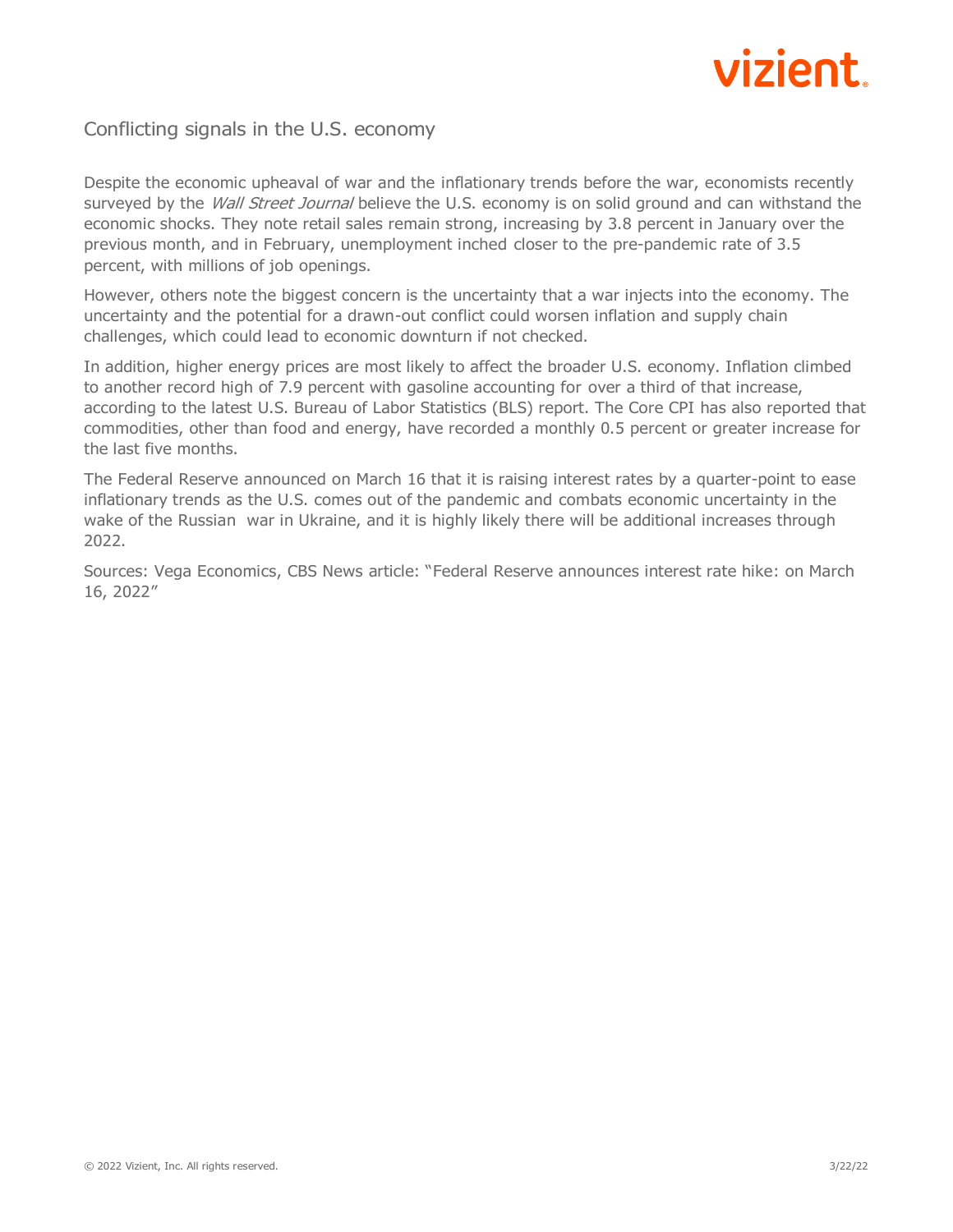## Conflicting signals in the U.S. economy

Despite the economic upheaval of war and the inflationary trends before the war, economists recently surveyed by the *Wall Street Journal* believe the U.S. economy is on solid ground and can withstand the economic shocks. They note retail sales remain strong, increasing by 3.8 percent in January over the previous month, and in February, unemployment inched closer to the pre-pandemic rate of 3.5 percent, with millions of job openings.

However, others note the biggest concern is the uncertainty that a war injects into the economy. The uncertainty and the potential for a drawn-out conflict could worsen inflation and supply chain challenges, which could lead to economic downturn if not checked.

In addition, higher energy prices are most likely to affect the broader U.S. economy. Inflation climbed to another record high of 7.9 percent with gasoline accounting for over a third of that increase, according to the latest U.S. Bureau of Labor Statistics (BLS) report. The Core CPI has also reported that commodities, other than food and energy, have recorded a monthly 0.5 percent or greater increase for the last five months.

The Federal Reserve announced on March 16 that it is raising interest rates by a quarter-point to ease inflationary trends as the U.S. comes out of the pandemic and combats economic uncertainty in the wake of the Russian war in Ukraine, and it is highly likely there will be additional increases through 2022.

Sources: Vega Economics, CBS News article: "Federal Reserve announces interest rate hike: on March 16, 2022"